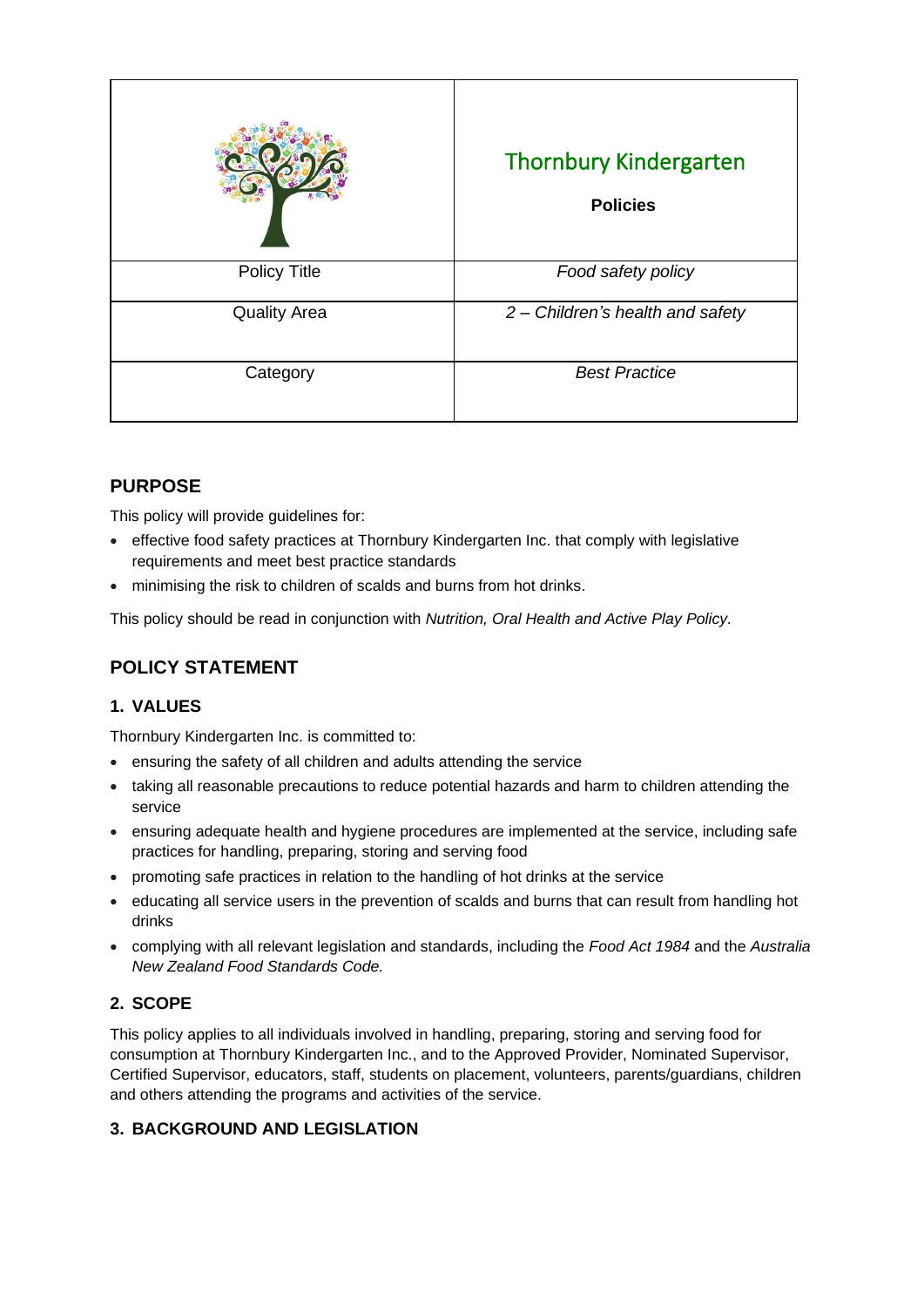| | Thornbury Kindergarten<br>**Policies** |
|---|---|
| Policy Title | *Food safety policy* |
| Quality Area | *2 – Children's health and safety* |
| Category | *Best Practice* |

## PURPOSE

This policy will provide guidelines for:

- effective food safety practices at Thornbury Kindergarten Inc. that comply with legislative requirements and meet best practice standards
- minimising the risk to children of scalds and burns from hot drinks.

This policy should be read in conjunction with *Nutrition, Oral Health and Active Play Policy.*

## POLICY STATEMENT

### 1. VALUES

Thornbury Kindergarten Inc. is committed to:

- ensuring the safety of all children and adults attending the service
- taking all reasonable precautions to reduce potential hazards and harm to children attending the service
- ensuring adequate health and hygiene procedures are implemented at the service, including safe practices for handling, preparing, storing and serving food
- promoting safe practices in relation to the handling of hot drinks at the service
- educating all service users in the prevention of scalds and burns that can result from handling hot drinks
- complying with all relevant legislation and standards, including the *Food Act 1984* and the *Australia New Zealand Food Standards Code.*

### 2. SCOPE

This policy applies to all individuals involved in handling, preparing, storing and serving food for consumption at Thornbury Kindergarten Inc., and to the Approved Provider, Nominated Supervisor, Certified Supervisor, educators, staff, students on placement, volunteers, parents/guardians, children and others attending the programs and activities of the service.

### 3. BACKGROUND AND LEGISLATION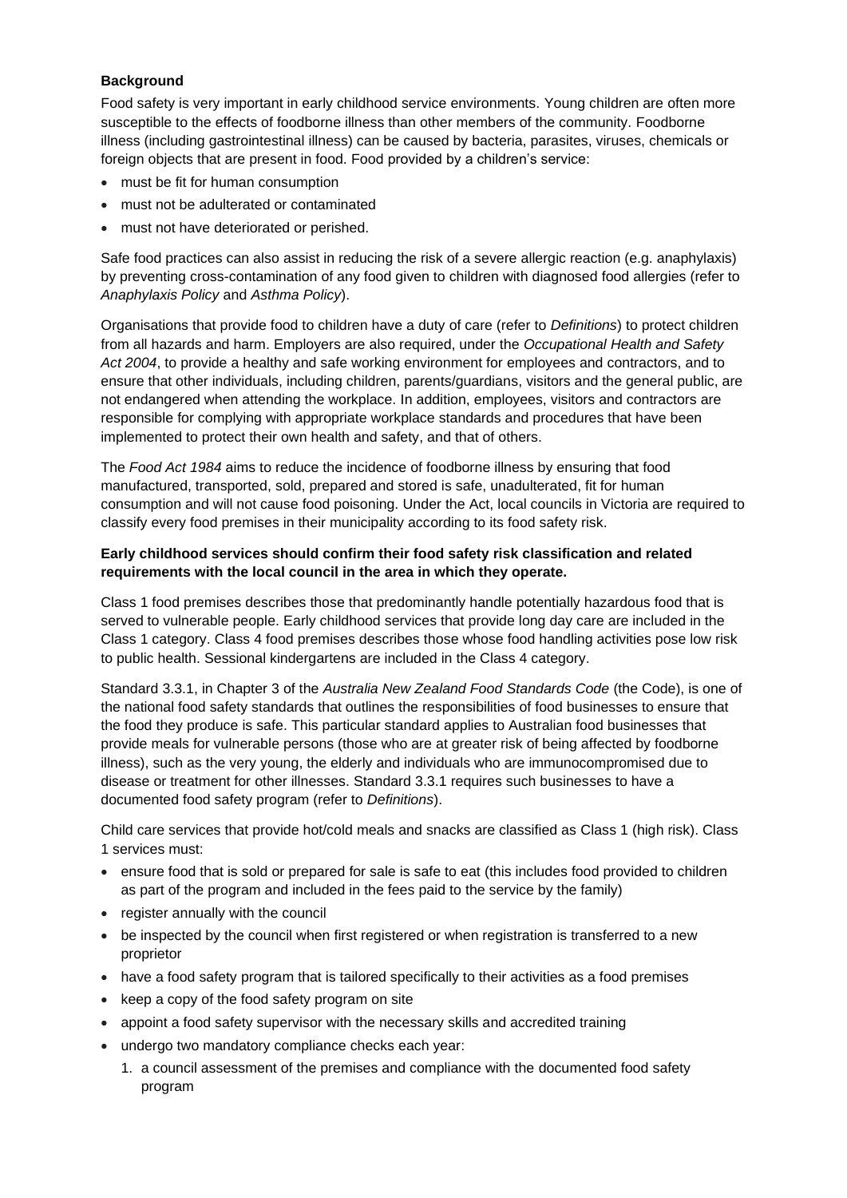**Background**

Food safety is very important in early childhood service environments. Young children are often more susceptible to the effects of foodborne illness than other members of the community. Foodborne illness (including gastrointestinal illness) can be caused by bacteria, parasites, viruses, chemicals or foreign objects that are present in food. Food provided by a children's service:

- must be fit for human consumption
- must not be adulterated or contaminated
- must not have deteriorated or perished.

Safe food practices can also assist in reducing the risk of a severe allergic reaction (e.g. anaphylaxis) by preventing cross-contamination of any food given to children with diagnosed food allergies (refer to *Anaphylaxis Policy* and *Asthma Policy*).

Organisations that provide food to children have a duty of care (refer to *Definitions*) to protect children from all hazards and harm. Employers are also required, under the *Occupational Health and Safety Act 2004*, to provide a healthy and safe working environment for employees and contractors, and to ensure that other individuals, including children, parents/guardians, visitors and the general public, are not endangered when attending the workplace. In addition, employees, visitors and contractors are responsible for complying with appropriate workplace standards and procedures that have been implemented to protect their own health and safety, and that of others.

The *Food Act 1984* aims to reduce the incidence of foodborne illness by ensuring that food manufactured, transported, sold, prepared and stored is safe, unadulterated, fit for human consumption and will not cause food poisoning. Under the Act, local councils in Victoria are required to classify every food premises in their municipality according to its food safety risk.

**Early childhood services should confirm their food safety risk classification and related requirements with the local council in the area in which they operate.**

Class 1 food premises describes those that predominantly handle potentially hazardous food that is served to vulnerable people. Early childhood services that provide long day care are included in the Class 1 category. Class 4 food premises describes those whose food handling activities pose low risk to public health. Sessional kindergartens are included in the Class 4 category.

Standard 3.3.1, in Chapter 3 of the *Australia New Zealand Food Standards Code* (the Code), is one of the national food safety standards that outlines the responsibilities of food businesses to ensure that the food they produce is safe. This particular standard applies to Australian food businesses that provide meals for vulnerable persons (those who are at greater risk of being affected by foodborne illness), such as the very young, the elderly and individuals who are immunocompromised due to disease or treatment for other illnesses. Standard 3.3.1 requires such businesses to have a documented food safety program (refer to *Definitions*).

Child care services that provide hot/cold meals and snacks are classified as Class 1 (high risk). Class 1 services must:

- ensure food that is sold or prepared for sale is safe to eat (this includes food provided to children as part of the program and included in the fees paid to the service by the family)
- register annually with the council
- be inspected by the council when first registered or when registration is transferred to a new proprietor
- have a food safety program that is tailored specifically to their activities as a food premises
- keep a copy of the food safety program on site
- appoint a food safety supervisor with the necessary skills and accredited training
- undergo two mandatory compliance checks each year:
  1. a council assessment of the premises and compliance with the documented food safety program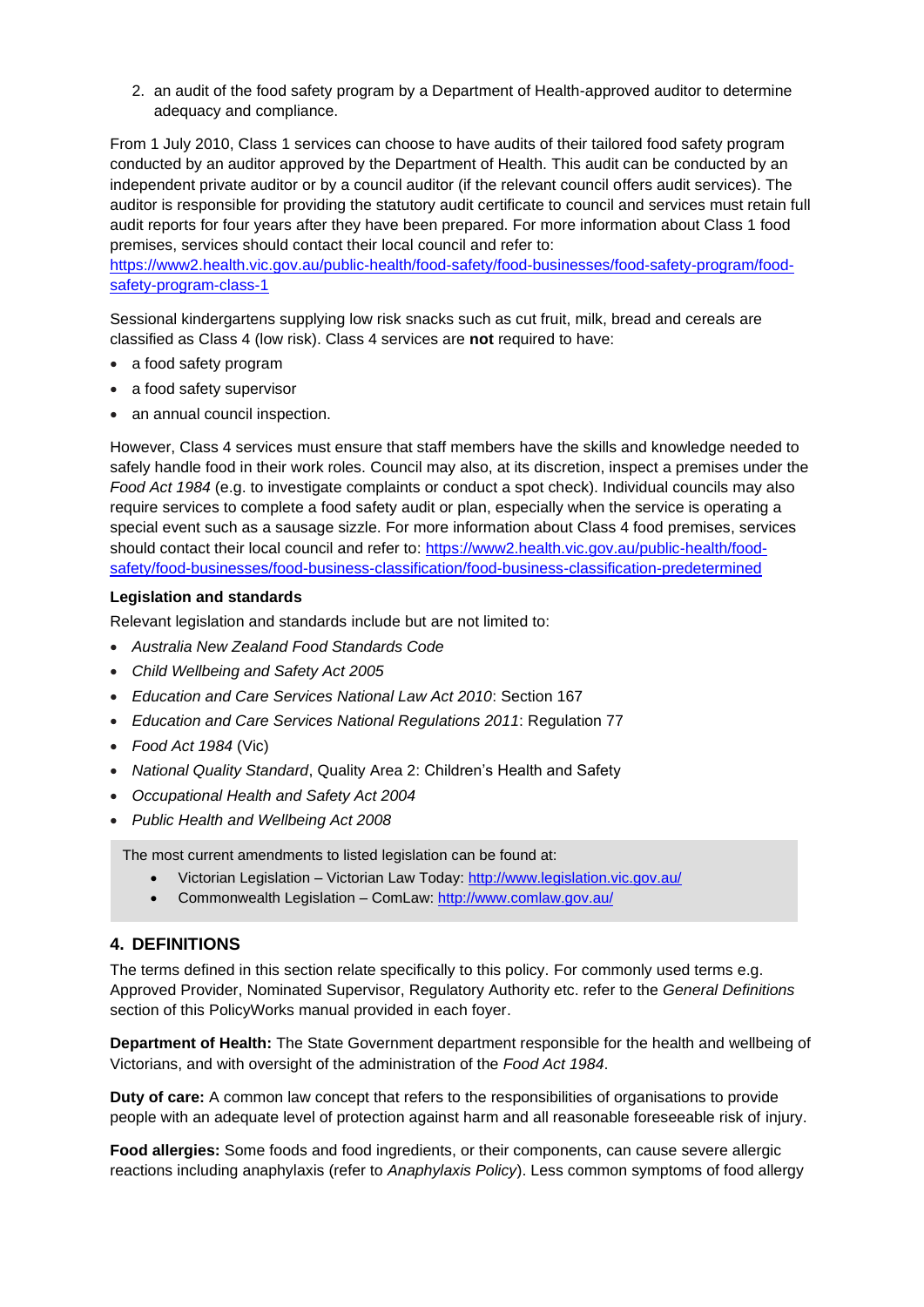2. an audit of the food safety program by a Department of Health-approved auditor to determine adequacy and compliance.

From 1 July 2010, Class 1 services can choose to have audits of their tailored food safety program conducted by an auditor approved by the Department of Health. This audit can be conducted by an independent private auditor or by a council auditor (if the relevant council offers audit services). The auditor is responsible for providing the statutory audit certificate to council and services must retain full audit reports for four years after they have been prepared. For more information about Class 1 food premises, services should contact their local council and refer to: [https://www2.health.vic.gov.au/public-health/food-safety/food-businesses/food-safety-program/food-safety-program-class-1](https://www2.health.vic.gov.au/public-health/food-safety/food-businesses/food-safety-program/food-safety-program-class-1)

Sessional kindergartens supplying low risk snacks such as cut fruit, milk, bread and cereals are classified as Class 4 (low risk). Class 4 services are **not** required to have:

- a food safety program
- a food safety supervisor
- an annual council inspection.

However, Class 4 services must ensure that staff members have the skills and knowledge needed to safely handle food in their work roles. Council may also, at its discretion, inspect a premises under the *Food Act 1984* (e.g. to investigate complaints or conduct a spot check). Individual councils may also require services to complete a food safety audit or plan, especially when the service is operating a special event such as a sausage sizzle. For more information about Class 4 food premises, services should contact their local council and refer to: [https://www2.health.vic.gov.au/public-health/food-safety/food-businesses/food-business-classification/food-business-classification-predetermined](https://www2.health.vic.gov.au/public-health/food-safety/food-businesses/food-business-classification/food-business-classification-predetermined)

**Legislation and standards**

Relevant legislation and standards include but are not limited to:

- *Australia New Zealand Food Standards Code*
- *Child Wellbeing and Safety Act 2005*
- *Education and Care Services National Law Act 2010*: Section 167
- *Education and Care Services National Regulations 2011*: Regulation 77
- *Food Act 1984* (Vic)
- *National Quality Standard*, Quality Area 2: Children's Health and Safety
- *Occupational Health and Safety Act 2004*
- *Public Health and Wellbeing Act 2008*

> The most current amendments to listed legislation can be found at:
>
> - Victorian Legislation – Victorian Law Today: [http://www.legislation.vic.gov.au/](http://www.legislation.vic.gov.au/)
> - Commonwealth Legislation – ComLaw: [http://www.comlaw.gov.au/](http://www.comlaw.gov.au/)

## 4. DEFINITIONS

The terms defined in this section relate specifically to this policy. For commonly used terms e.g. Approved Provider, Nominated Supervisor, Regulatory Authority etc. refer to the *General Definitions* section of this PolicyWorks manual provided in each foyer.

**Department of Health:** The State Government department responsible for the health and wellbeing of Victorians, and with oversight of the administration of the *Food Act 1984*.

**Duty of care:** A common law concept that refers to the responsibilities of organisations to provide people with an adequate level of protection against harm and all reasonable foreseeable risk of injury.

**Food allergies:** Some foods and food ingredients, or their components, can cause severe allergic reactions including anaphylaxis (refer to *Anaphylaxis Policy*). Less common symptoms of food allergy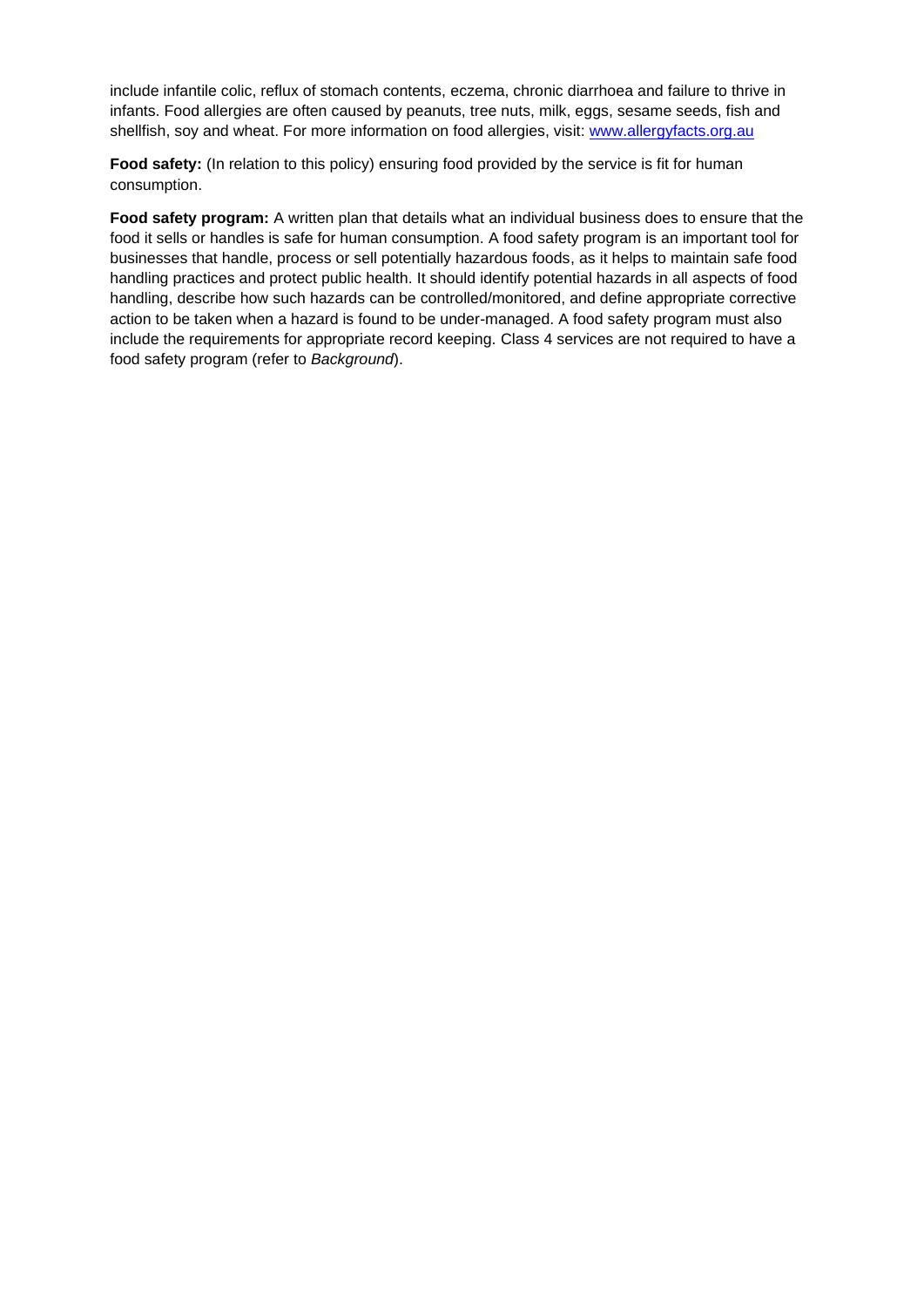include infantile colic, reflux of stomach contents, eczema, chronic diarrhoea and failure to thrive in infants. Food allergies are often caused by peanuts, tree nuts, milk, eggs, sesame seeds, fish and shellfish, soy and wheat. For more information on food allergies, visit: [www.allergyfacts.org.au](www.allergyfacts.org.au)

**Food safety:** (In relation to this policy) ensuring food provided by the service is fit for human consumption.

**Food safety program:** A written plan that details what an individual business does to ensure that the food it sells or handles is safe for human consumption. A food safety program is an important tool for businesses that handle, process or sell potentially hazardous foods, as it helps to maintain safe food handling practices and protect public health. It should identify potential hazards in all aspects of food handling, describe how such hazards can be controlled/monitored, and define appropriate corrective action to be taken when a hazard is found to be under-managed. A food safety program must also include the requirements for appropriate record keeping. Class 4 services are not required to have a food safety program (refer to *Background*).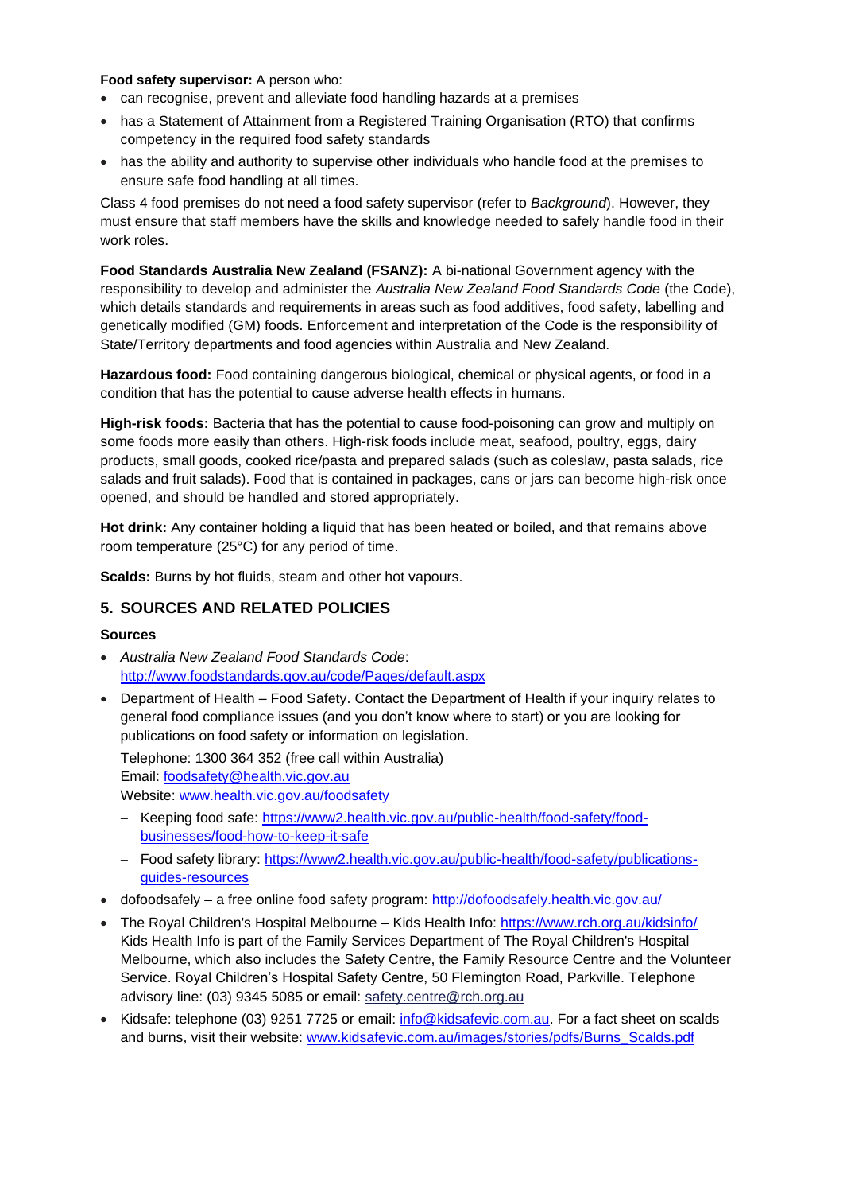**Food safety supervisor:** A person who:

- can recognise, prevent and alleviate food handling hazards at a premises
- has a Statement of Attainment from a Registered Training Organisation (RTO) that confirms competency in the required food safety standards
- has the ability and authority to supervise other individuals who handle food at the premises to ensure safe food handling at all times.

Class 4 food premises do not need a food safety supervisor (refer to *Background*). However, they must ensure that staff members have the skills and knowledge needed to safely handle food in their work roles.

**Food Standards Australia New Zealand (FSANZ):** A bi-national Government agency with the responsibility to develop and administer the *Australia New Zealand Food Standards Code* (the Code), which details standards and requirements in areas such as food additives, food safety, labelling and genetically modified (GM) foods. Enforcement and interpretation of the Code is the responsibility of State/Territory departments and food agencies within Australia and New Zealand.

**Hazardous food:** Food containing dangerous biological, chemical or physical agents, or food in a condition that has the potential to cause adverse health effects in humans.

**High-risk foods:** Bacteria that has the potential to cause food-poisoning can grow and multiply on some foods more easily than others. High-risk foods include meat, seafood, poultry, eggs, dairy products, small goods, cooked rice/pasta and prepared salads (such as coleslaw, pasta salads, rice salads and fruit salads). Food that is contained in packages, cans or jars can become high-risk once opened, and should be handled and stored appropriately.

**Hot drink:** Any container holding a liquid that has been heated or boiled, and that remains above room temperature (25°C) for any period of time.

**Scalds:** Burns by hot fluids, steam and other hot vapours.

## 5. SOURCES AND RELATED POLICIES

### Sources

- *Australia New Zealand Food Standards Code*: http://www.foodstandards.gov.au/code/Pages/default.aspx
- Department of Health – Food Safety. Contact the Department of Health if your inquiry relates to general food compliance issues (and you don't know where to start) or you are looking for publications on food safety or information on legislation.

  Telephone: 1300 364 352 (free call within Australia)
  Email: foodsafety@health.vic.gov.au
  Website: www.health.vic.gov.au/foodsafety

  - Keeping food safe: https://www2.health.vic.gov.au/public-health/food-safety/food-businesses/food-how-to-keep-it-safe
  - Food safety library: https://www2.health.vic.gov.au/public-health/food-safety/publications-guides-resources
- dofoodsafely – a free online food safety program: http://dofoodsafely.health.vic.gov.au/
- The Royal Children's Hospital Melbourne – Kids Health Info: https://www.rch.org.au/kidsinfo/ Kids Health Info is part of the Family Services Department of The Royal Children's Hospital Melbourne, which also includes the Safety Centre, the Family Resource Centre and the Volunteer Service. Royal Children's Hospital Safety Centre, 50 Flemington Road, Parkville. Telephone advisory line: (03) 9345 5085 or email: safety.centre@rch.org.au
- Kidsafe: telephone (03) 9251 7725 or email: info@kidsafevic.com.au. For a fact sheet on scalds and burns, visit their website: www.kidsafevic.com.au/images/stories/pdfs/Burns_Scalds.pdf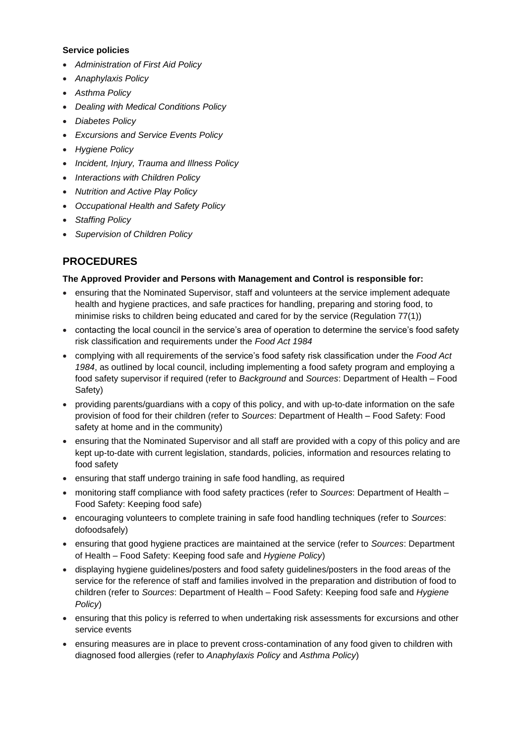**Service policies**

- *Administration of First Aid Policy*
- *Anaphylaxis Policy*
- *Asthma Policy*
- *Dealing with Medical Conditions Policy*
- *Diabetes Policy*
- *Excursions and Service Events Policy*
- *Hygiene Policy*
- *Incident, Injury, Trauma and Illness Policy*
- *Interactions with Children Policy*
- *Nutrition and Active Play Policy*
- *Occupational Health and Safety Policy*
- *Staffing Policy*
- *Supervision of Children Policy*

## PROCEDURES

**The Approved Provider and Persons with Management and Control is responsible for:**

- ensuring that the Nominated Supervisor, staff and volunteers at the service implement adequate health and hygiene practices, and safe practices for handling, preparing and storing food, to minimise risks to children being educated and cared for by the service (Regulation 77(1))
- contacting the local council in the service's area of operation to determine the service's food safety risk classification and requirements under the *Food Act 1984*
- complying with all requirements of the service's food safety risk classification under the *Food Act 1984*, as outlined by local council, including implementing a food safety program and employing a food safety supervisor if required (refer to *Background* and *Sources*: Department of Health – Food Safety)
- providing parents/guardians with a copy of this policy, and with up-to-date information on the safe provision of food for their children (refer to *Sources*: Department of Health – Food Safety: Food safety at home and in the community)
- ensuring that the Nominated Supervisor and all staff are provided with a copy of this policy and are kept up-to-date with current legislation, standards, policies, information and resources relating to food safety
- ensuring that staff undergo training in safe food handling, as required
- monitoring staff compliance with food safety practices (refer to *Sources*: Department of Health – Food Safety: Keeping food safe)
- encouraging volunteers to complete training in safe food handling techniques (refer to *Sources*: dofoodsafely)
- ensuring that good hygiene practices are maintained at the service (refer to *Sources*: Department of Health – Food Safety: Keeping food safe and *Hygiene Policy*)
- displaying hygiene guidelines/posters and food safety guidelines/posters in the food areas of the service for the reference of staff and families involved in the preparation and distribution of food to children (refer to *Sources*: Department of Health – Food Safety: Keeping food safe and *Hygiene Policy*)
- ensuring that this policy is referred to when undertaking risk assessments for excursions and other service events
- ensuring measures are in place to prevent cross-contamination of any food given to children with diagnosed food allergies (refer to *Anaphylaxis Policy* and *Asthma Policy*)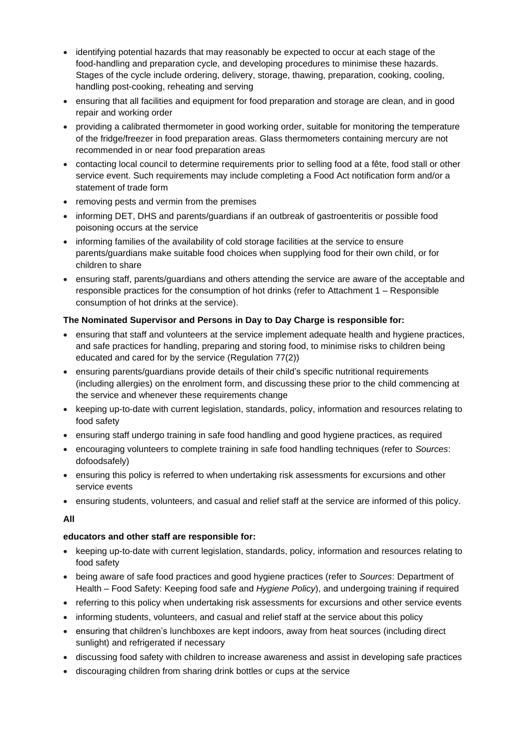- identifying potential hazards that may reasonably be expected to occur at each stage of the food-handling and preparation cycle, and developing procedures to minimise these hazards. Stages of the cycle include ordering, delivery, storage, thawing, preparation, cooking, cooling, handling post-cooking, reheating and serving
- ensuring that all facilities and equipment for food preparation and storage are clean, and in good repair and working order
- providing a calibrated thermometer in good working order, suitable for monitoring the temperature of the fridge/freezer in food preparation areas. Glass thermometers containing mercury are not recommended in or near food preparation areas
- contacting local council to determine requirements prior to selling food at a fête, food stall or other service event. Such requirements may include completing a Food Act notification form and/or a statement of trade form
- removing pests and vermin from the premises
- informing DET, DHS and parents/guardians if an outbreak of gastroenteritis or possible food poisoning occurs at the service
- informing families of the availability of cold storage facilities at the service to ensure parents/guardians make suitable food choices when supplying food for their own child, or for children to share
- ensuring staff, parents/guardians and others attending the service are aware of the acceptable and responsible practices for the consumption of hot drinks (refer to Attachment 1 – Responsible consumption of hot drinks at the service).

**The Nominated Supervisor and Persons in Day to Day Charge is responsible for:**

- ensuring that staff and volunteers at the service implement adequate health and hygiene practices, and safe practices for handling, preparing and storing food, to minimise risks to children being educated and cared for by the service (Regulation 77(2))
- ensuring parents/guardians provide details of their child's specific nutritional requirements (including allergies) on the enrolment form, and discussing these prior to the child commencing at the service and whenever these requirements change
- keeping up-to-date with current legislation, standards, policy, information and resources relating to food safety
- ensuring staff undergo training in safe food handling and good hygiene practices, as required
- encouraging volunteers to complete training in safe food handling techniques (refer to *Sources*: dofoodsafely)
- ensuring this policy is referred to when undertaking risk assessments for excursions and other service events
- ensuring students, volunteers, and casual and relief staff at the service are informed of this policy.

**All**

**educators and other staff are responsible for:**

- keeping up-to-date with current legislation, standards, policy, information and resources relating to food safety
- being aware of safe food practices and good hygiene practices (refer to *Sources*: Department of Health – Food Safety: Keeping food safe and *Hygiene Policy*), and undergoing training if required
- referring to this policy when undertaking risk assessments for excursions and other service events
- informing students, volunteers, and casual and relief staff at the service about this policy
- ensuring that children's lunchboxes are kept indoors, away from heat sources (including direct sunlight) and refrigerated if necessary
- discussing food safety with children to increase awareness and assist in developing safe practices
- discouraging children from sharing drink bottles or cups at the service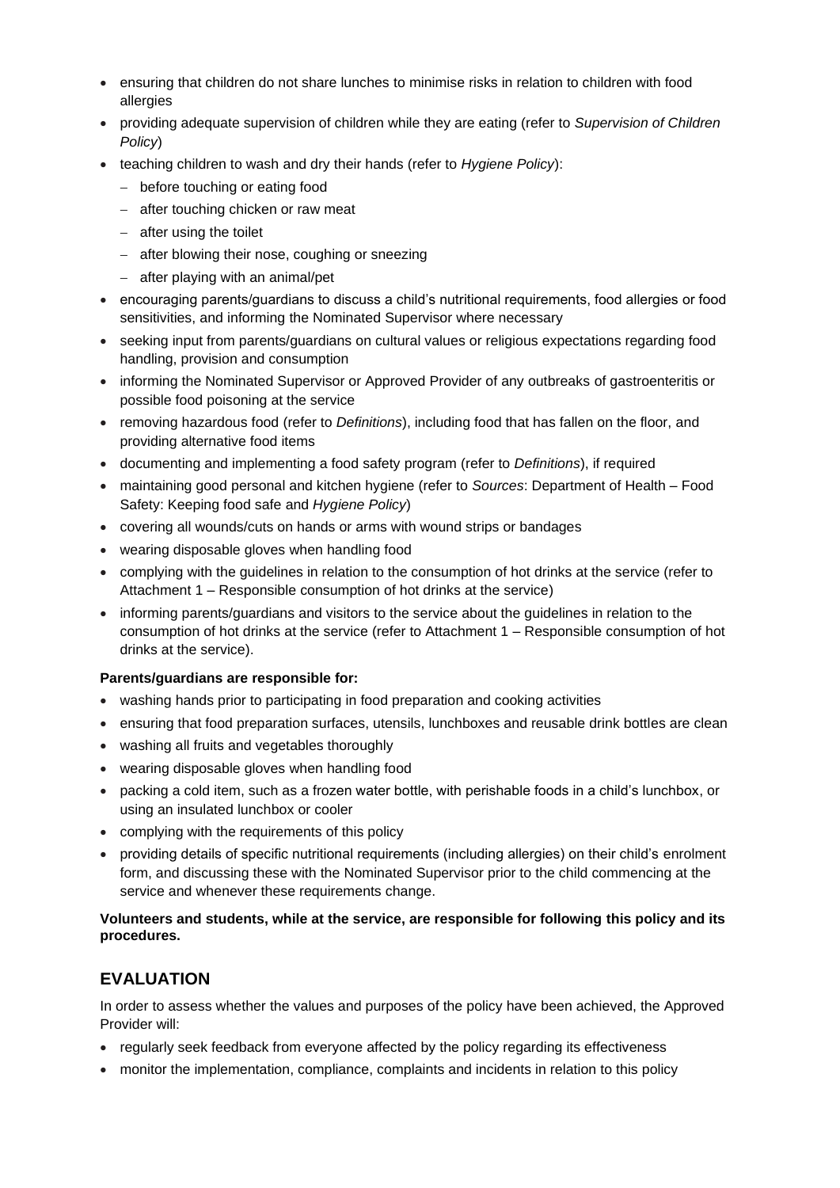- ensuring that children do not share lunches to minimise risks in relation to children with food allergies
- providing adequate supervision of children while they are eating (refer to *Supervision of Children Policy*)
- teaching children to wash and dry their hands (refer to *Hygiene Policy*):
  - before touching or eating food
  - after touching chicken or raw meat
  - after using the toilet
  - after blowing their nose, coughing or sneezing
  - after playing with an animal/pet
- encouraging parents/guardians to discuss a child's nutritional requirements, food allergies or food sensitivities, and informing the Nominated Supervisor where necessary
- seeking input from parents/guardians on cultural values or religious expectations regarding food handling, provision and consumption
- informing the Nominated Supervisor or Approved Provider of any outbreaks of gastroenteritis or possible food poisoning at the service
- removing hazardous food (refer to *Definitions*), including food that has fallen on the floor, and providing alternative food items
- documenting and implementing a food safety program (refer to *Definitions*), if required
- maintaining good personal and kitchen hygiene (refer to *Sources*: Department of Health – Food Safety: Keeping food safe and *Hygiene Policy*)
- covering all wounds/cuts on hands or arms with wound strips or bandages
- wearing disposable gloves when handling food
- complying with the guidelines in relation to the consumption of hot drinks at the service (refer to Attachment 1 – Responsible consumption of hot drinks at the service)
- informing parents/guardians and visitors to the service about the guidelines in relation to the consumption of hot drinks at the service (refer to Attachment 1 – Responsible consumption of hot drinks at the service).

**Parents/guardians are responsible for:**

- washing hands prior to participating in food preparation and cooking activities
- ensuring that food preparation surfaces, utensils, lunchboxes and reusable drink bottles are clean
- washing all fruits and vegetables thoroughly
- wearing disposable gloves when handling food
- packing a cold item, such as a frozen water bottle, with perishable foods in a child's lunchbox, or using an insulated lunchbox or cooler
- complying with the requirements of this policy
- providing details of specific nutritional requirements (including allergies) on their child's enrolment form, and discussing these with the Nominated Supervisor prior to the child commencing at the service and whenever these requirements change.

**Volunteers and students, while at the service, are responsible for following this policy and its procedures.**

## EVALUATION

In order to assess whether the values and purposes of the policy have been achieved, the Approved Provider will:

- regularly seek feedback from everyone affected by the policy regarding its effectiveness
- monitor the implementation, compliance, complaints and incidents in relation to this policy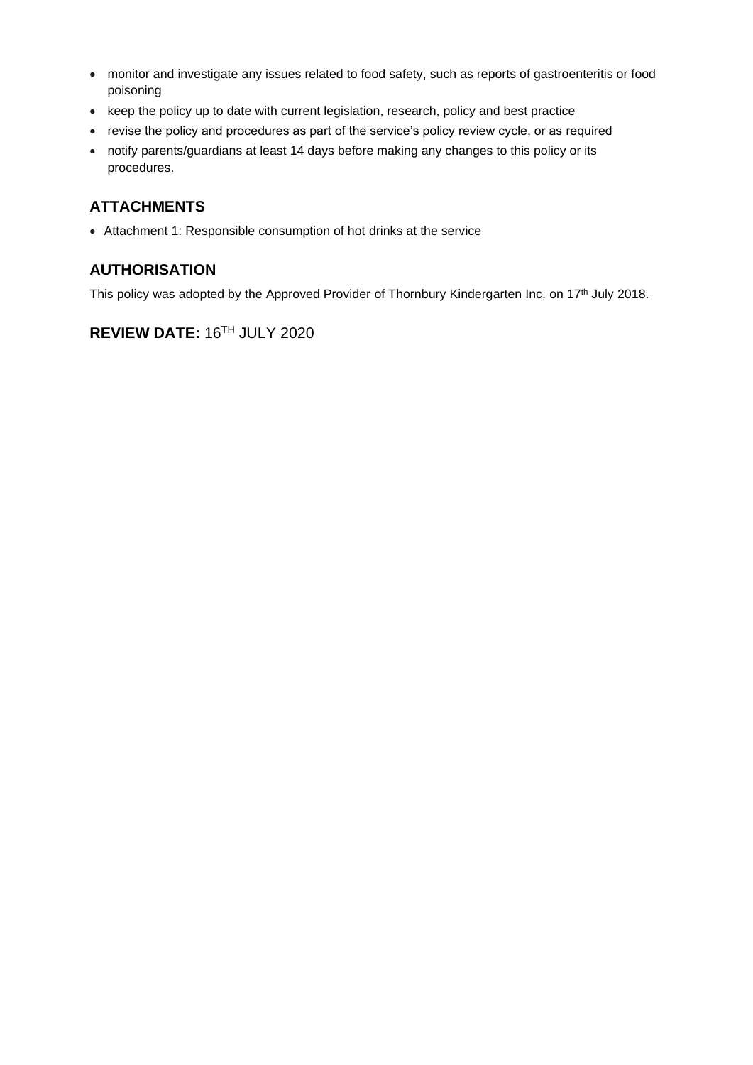- monitor and investigate any issues related to food safety, such as reports of gastroenteritis or food poisoning
- keep the policy up to date with current legislation, research, policy and best practice
- revise the policy and procedures as part of the service's policy review cycle, or as required
- notify parents/guardians at least 14 days before making any changes to this policy or its procedures.

## ATTACHMENTS

- Attachment 1: Responsible consumption of hot drinks at the service

## AUTHORISATION

This policy was adopted by the Approved Provider of Thornbury Kindergarten Inc. on 17th July 2018.

## REVIEW DATE: 16TH JULY 2020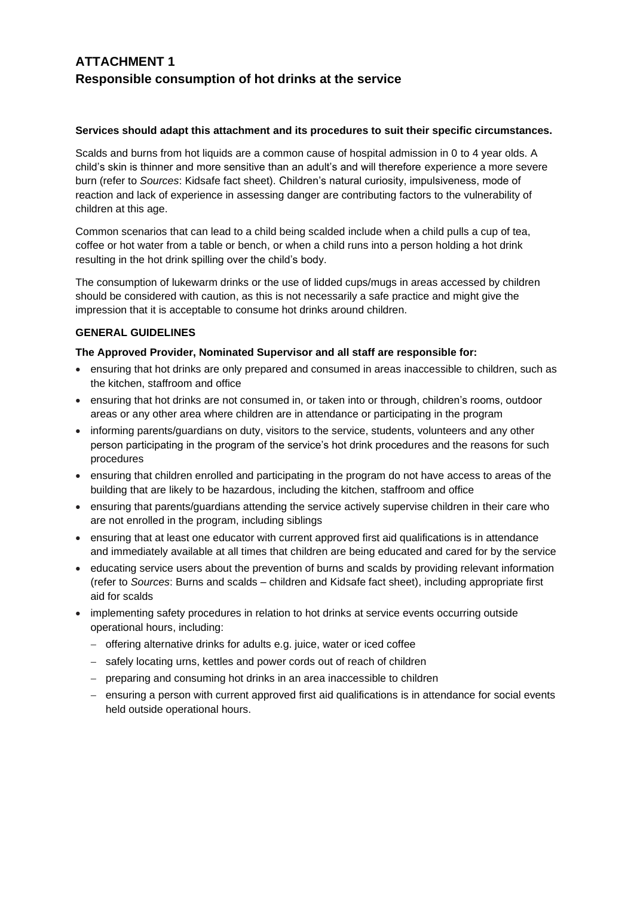# ATTACHMENT 1
## Responsible consumption of hot drinks at the service

**Services should adapt this attachment and its procedures to suit their specific circumstances.**

Scalds and burns from hot liquids are a common cause of hospital admission in 0 to 4 year olds. A child's skin is thinner and more sensitive than an adult's and will therefore experience a more severe burn (refer to *Sources*: Kidsafe fact sheet). Children's natural curiosity, impulsiveness, mode of reaction and lack of experience in assessing danger are contributing factors to the vulnerability of children at this age.

Common scenarios that can lead to a child being scalded include when a child pulls a cup of tea, coffee or hot water from a table or bench, or when a child runs into a person holding a hot drink resulting in the hot drink spilling over the child's body.

The consumption of lukewarm drinks or the use of lidded cups/mugs in areas accessed by children should be considered with caution, as this is not necessarily a safe practice and might give the impression that it is acceptable to consume hot drinks around children.

### GENERAL GUIDELINES

**The Approved Provider, Nominated Supervisor and all staff are responsible for:**

- ensuring that hot drinks are only prepared and consumed in areas inaccessible to children, such as the kitchen, staffroom and office
- ensuring that hot drinks are not consumed in, or taken into or through, children's rooms, outdoor areas or any other area where children are in attendance or participating in the program
- informing parents/guardians on duty, visitors to the service, students, volunteers and any other person participating in the program of the service's hot drink procedures and the reasons for such procedures
- ensuring that children enrolled and participating in the program do not have access to areas of the building that are likely to be hazardous, including the kitchen, staffroom and office
- ensuring that parents/guardians attending the service actively supervise children in their care who are not enrolled in the program, including siblings
- ensuring that at least one educator with current approved first aid qualifications is in attendance and immediately available at all times that children are being educated and cared for by the service
- educating service users about the prevention of burns and scalds by providing relevant information (refer to *Sources*: Burns and scalds – children and Kidsafe fact sheet), including appropriate first aid for scalds
- implementing safety procedures in relation to hot drinks at service events occurring outside operational hours, including:
  - offering alternative drinks for adults e.g. juice, water or iced coffee
  - safely locating urns, kettles and power cords out of reach of children
  - preparing and consuming hot drinks in an area inaccessible to children
  - ensuring a person with current approved first aid qualifications is in attendance for social events held outside operational hours.